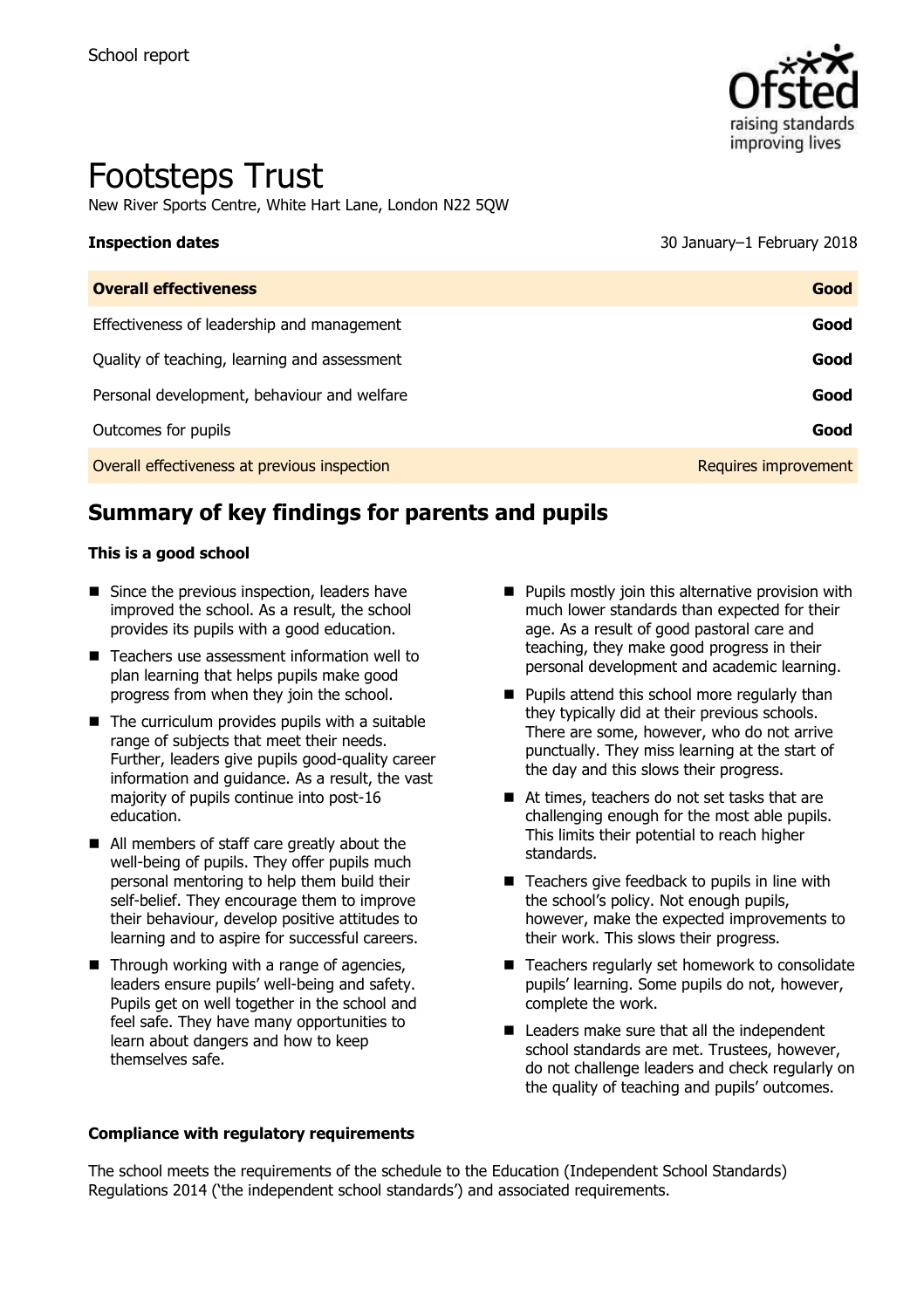School report

# Footsteps Trust

New River Sports Centre, White Hart Lane, London N22 5QW

**Inspection dates** 30 January–1 February 2018

| **Overall effectiveness** | **Good** |
| --- | --- |
| Effectiveness of leadership and management | **Good** |
| Quality of teaching, learning and assessment | **Good** |
| Personal development, behaviour and welfare | **Good** |
| Outcomes for pupils | **Good** |
| Overall effectiveness at previous inspection | Requires improvement |

## Summary of key findings for parents and pupils

**This is a good school**

- Since the previous inspection, leaders have improved the school. As a result, the school provides its pupils with a good education.
- Teachers use assessment information well to plan learning that helps pupils make good progress from when they join the school.
- The curriculum provides pupils with a suitable range of subjects that meet their needs. Further, leaders give pupils good-quality career information and guidance. As a result, the vast majority of pupils continue into post-16 education.
- All members of staff care greatly about the well-being of pupils. They offer pupils much personal mentoring to help them build their self-belief. They encourage them to improve their behaviour, develop positive attitudes to learning and to aspire for successful careers.
- Through working with a range of agencies, leaders ensure pupils' well-being and safety. Pupils get on well together in the school and feel safe. They have many opportunities to learn about dangers and how to keep themselves safe.
- Pupils mostly join this alternative provision with much lower standards than expected for their age. As a result of good pastoral care and teaching, they make good progress in their personal development and academic learning.
- Pupils attend this school more regularly than they typically did at their previous schools. There are some, however, who do not arrive punctually. They miss learning at the start of the day and this slows their progress.
- At times, teachers do not set tasks that are challenging enough for the most able pupils. This limits their potential to reach higher standards.
- Teachers give feedback to pupils in line with the school's policy. Not enough pupils, however, make the expected improvements to their work. This slows their progress.
- Teachers regularly set homework to consolidate pupils' learning. Some pupils do not, however, complete the work.
- Leaders make sure that all the independent school standards are met. Trustees, however, do not challenge leaders and check regularly on the quality of teaching and pupils' outcomes.

**Compliance with regulatory requirements**

The school meets the requirements of the schedule to the Education (Independent School Standards) Regulations 2014 ('the independent school standards') and associated requirements.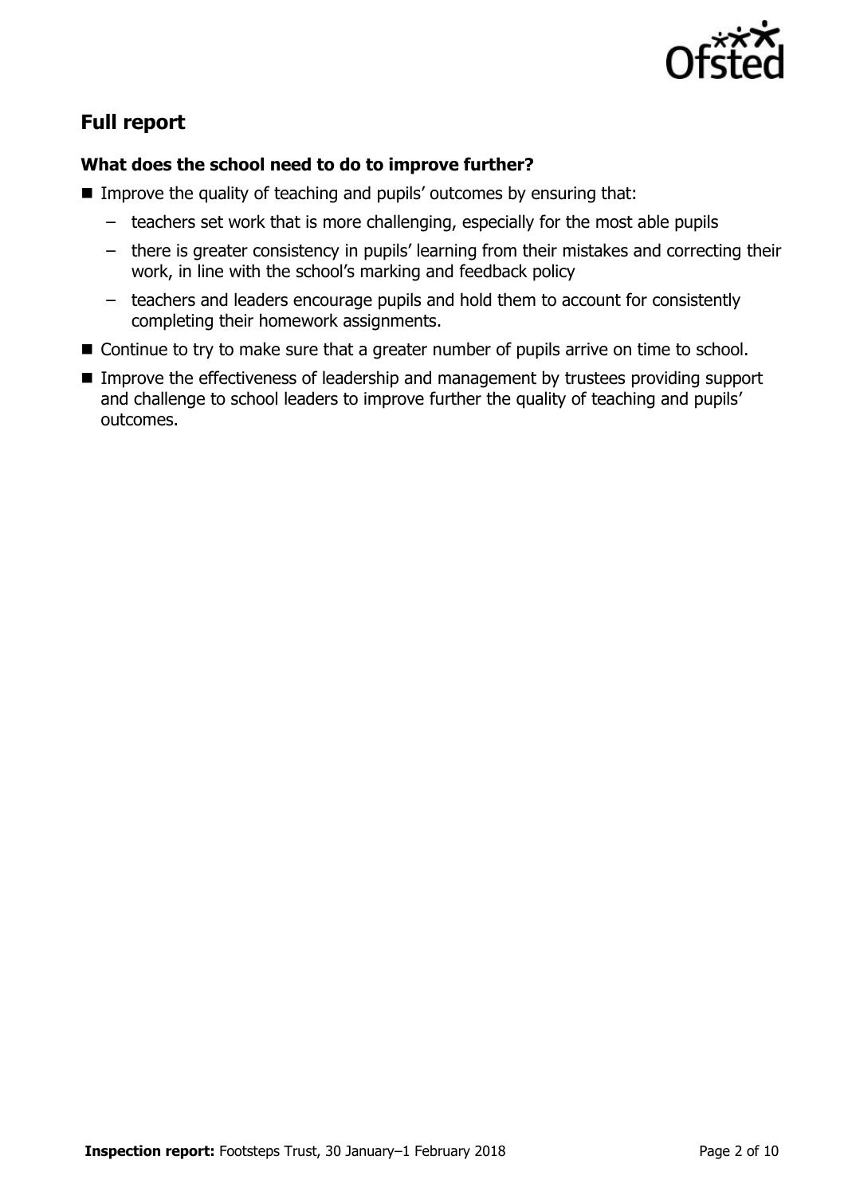## Full report

### What does the school need to do to improve further?

- Improve the quality of teaching and pupils' outcomes by ensuring that:
  - teachers set work that is more challenging, especially for the most able pupils
  - there is greater consistency in pupils' learning from their mistakes and correcting their work, in line with the school's marking and feedback policy
  - teachers and leaders encourage pupils and hold them to account for consistently completing their homework assignments.
- Continue to try to make sure that a greater number of pupils arrive on time to school.
- Improve the effectiveness of leadership and management by trustees providing support and challenge to school leaders to improve further the quality of teaching and pupils' outcomes.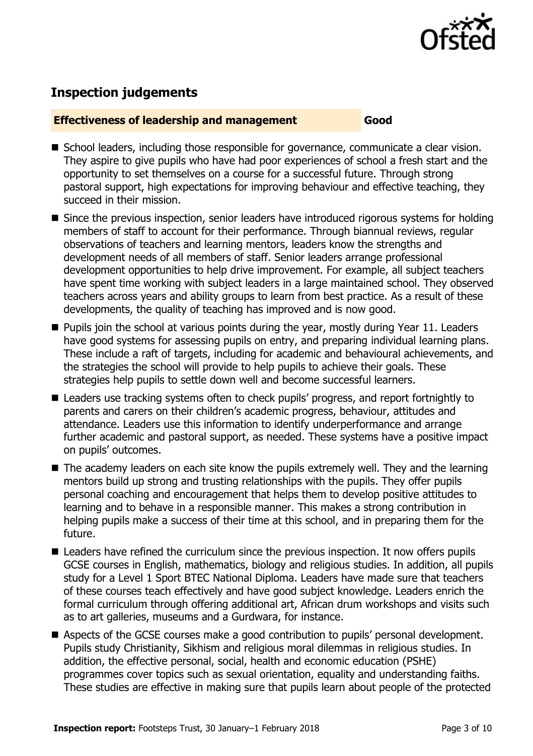## Inspection judgements

**Effectiveness of leadership and management** **Good**

- School leaders, including those responsible for governance, communicate a clear vision. They aspire to give pupils who have had poor experiences of school a fresh start and the opportunity to set themselves on a course for a successful future. Through strong pastoral support, high expectations for improving behaviour and effective teaching, they succeed in their mission.
- Since the previous inspection, senior leaders have introduced rigorous systems for holding members of staff to account for their performance. Through biannual reviews, regular observations of teachers and learning mentors, leaders know the strengths and development needs of all members of staff. Senior leaders arrange professional development opportunities to help drive improvement. For example, all subject teachers have spent time working with subject leaders in a large maintained school. They observed teachers across years and ability groups to learn from best practice. As a result of these developments, the quality of teaching has improved and is now good.
- Pupils join the school at various points during the year, mostly during Year 11. Leaders have good systems for assessing pupils on entry, and preparing individual learning plans. These include a raft of targets, including for academic and behavioural achievements, and the strategies the school will provide to help pupils to achieve their goals. These strategies help pupils to settle down well and become successful learners.
- Leaders use tracking systems often to check pupils' progress, and report fortnightly to parents and carers on their children's academic progress, behaviour, attitudes and attendance. Leaders use this information to identify underperformance and arrange further academic and pastoral support, as needed. These systems have a positive impact on pupils' outcomes.
- The academy leaders on each site know the pupils extremely well. They and the learning mentors build up strong and trusting relationships with the pupils. They offer pupils personal coaching and encouragement that helps them to develop positive attitudes to learning and to behave in a responsible manner. This makes a strong contribution in helping pupils make a success of their time at this school, and in preparing them for the future.
- Leaders have refined the curriculum since the previous inspection. It now offers pupils GCSE courses in English, mathematics, biology and religious studies. In addition, all pupils study for a Level 1 Sport BTEC National Diploma. Leaders have made sure that teachers of these courses teach effectively and have good subject knowledge. Leaders enrich the formal curriculum through offering additional art, African drum workshops and visits such as to art galleries, museums and a Gurdwara, for instance.
- Aspects of the GCSE courses make a good contribution to pupils' personal development. Pupils study Christianity, Sikhism and religious moral dilemmas in religious studies. In addition, the effective personal, social, health and economic education (PSHE) programmes cover topics such as sexual orientation, equality and understanding faiths. These studies are effective in making sure that pupils learn about people of the protected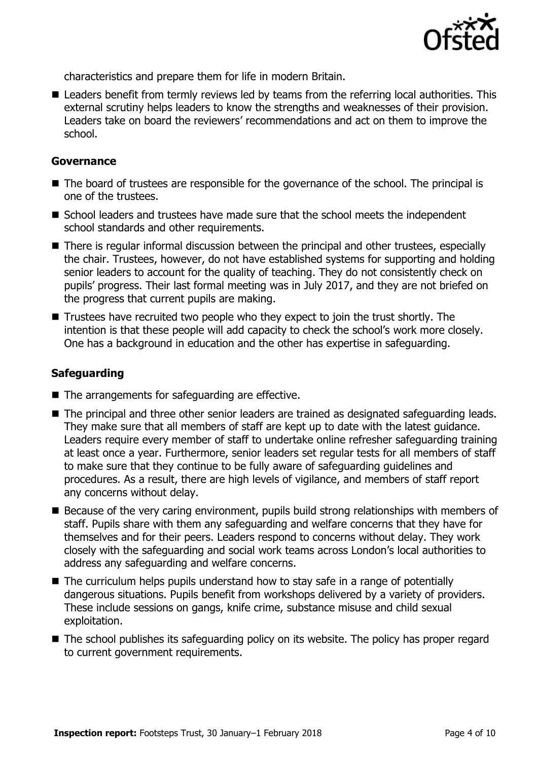characteristics and prepare them for life in modern Britain.

- Leaders benefit from termly reviews led by teams from the referring local authorities. This external scrutiny helps leaders to know the strengths and weaknesses of their provision. Leaders take on board the reviewers' recommendations and act on them to improve the school.

### Governance

- The board of trustees are responsible for the governance of the school. The principal is one of the trustees.
- School leaders and trustees have made sure that the school meets the independent school standards and other requirements.
- There is regular informal discussion between the principal and other trustees, especially the chair. Trustees, however, do not have established systems for supporting and holding senior leaders to account for the quality of teaching. They do not consistently check on pupils' progress. Their last formal meeting was in July 2017, and they are not briefed on the progress that current pupils are making.
- Trustees have recruited two people who they expect to join the trust shortly. The intention is that these people will add capacity to check the school's work more closely. One has a background in education and the other has expertise in safeguarding.

### Safeguarding

- The arrangements for safeguarding are effective.
- The principal and three other senior leaders are trained as designated safeguarding leads. They make sure that all members of staff are kept up to date with the latest guidance. Leaders require every member of staff to undertake online refresher safeguarding training at least once a year. Furthermore, senior leaders set regular tests for all members of staff to make sure that they continue to be fully aware of safeguarding guidelines and procedures. As a result, there are high levels of vigilance, and members of staff report any concerns without delay.
- Because of the very caring environment, pupils build strong relationships with members of staff. Pupils share with them any safeguarding and welfare concerns that they have for themselves and for their peers. Leaders respond to concerns without delay. They work closely with the safeguarding and social work teams across London's local authorities to address any safeguarding and welfare concerns.
- The curriculum helps pupils understand how to stay safe in a range of potentially dangerous situations. Pupils benefit from workshops delivered by a variety of providers. These include sessions on gangs, knife crime, substance misuse and child sexual exploitation.
- The school publishes its safeguarding policy on its website. The policy has proper regard to current government requirements.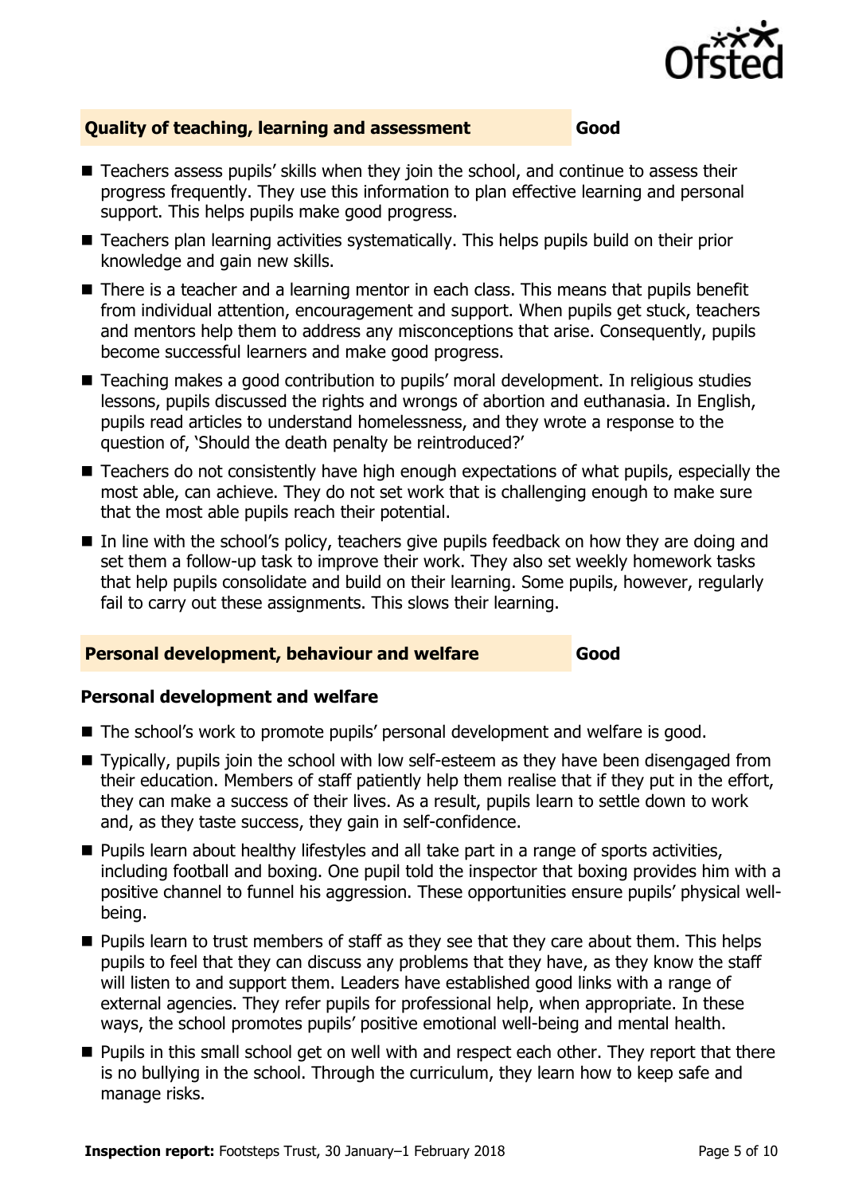## Quality of teaching, learning and assessment — Good

- Teachers assess pupils' skills when they join the school, and continue to assess their progress frequently. They use this information to plan effective learning and personal support. This helps pupils make good progress.
- Teachers plan learning activities systematically. This helps pupils build on their prior knowledge and gain new skills.
- There is a teacher and a learning mentor in each class. This means that pupils benefit from individual attention, encouragement and support. When pupils get stuck, teachers and mentors help them to address any misconceptions that arise. Consequently, pupils become successful learners and make good progress.
- Teaching makes a good contribution to pupils' moral development. In religious studies lessons, pupils discussed the rights and wrongs of abortion and euthanasia. In English, pupils read articles to understand homelessness, and they wrote a response to the question of, 'Should the death penalty be reintroduced?'
- Teachers do not consistently have high enough expectations of what pupils, especially the most able, can achieve. They do not set work that is challenging enough to make sure that the most able pupils reach their potential.
- In line with the school's policy, teachers give pupils feedback on how they are doing and set them a follow-up task to improve their work. They also set weekly homework tasks that help pupils consolidate and build on their learning. Some pupils, however, regularly fail to carry out these assignments. This slows their learning.

## Personal development, behaviour and welfare — Good

### Personal development and welfare

- The school's work to promote pupils' personal development and welfare is good.
- Typically, pupils join the school with low self-esteem as they have been disengaged from their education. Members of staff patiently help them realise that if they put in the effort, they can make a success of their lives. As a result, pupils learn to settle down to work and, as they taste success, they gain in self-confidence.
- Pupils learn about healthy lifestyles and all take part in a range of sports activities, including football and boxing. One pupil told the inspector that boxing provides him with a positive channel to funnel his aggression. These opportunities ensure pupils' physical well-being.
- Pupils learn to trust members of staff as they see that they care about them. This helps pupils to feel that they can discuss any problems that they have, as they know the staff will listen to and support them. Leaders have established good links with a range of external agencies. They refer pupils for professional help, when appropriate. In these ways, the school promotes pupils' positive emotional well-being and mental health.
- Pupils in this small school get on well with and respect each other. They report that there is no bullying in the school. Through the curriculum, they learn how to keep safe and manage risks.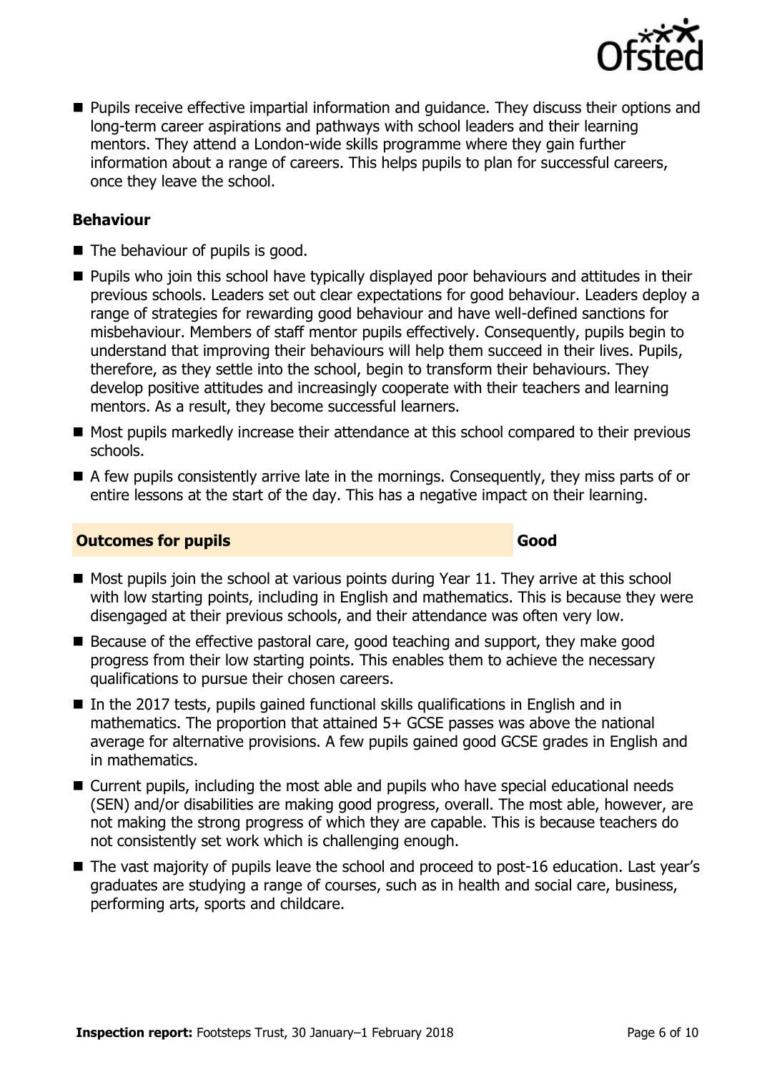- Pupils receive effective impartial information and guidance. They discuss their options and long-term career aspirations and pathways with school leaders and their learning mentors. They attend a London-wide skills programme where they gain further information about a range of careers. This helps pupils to plan for successful careers, once they leave the school.

### Behaviour

- The behaviour of pupils is good.
- Pupils who join this school have typically displayed poor behaviours and attitudes in their previous schools. Leaders set out clear expectations for good behaviour. Leaders deploy a range of strategies for rewarding good behaviour and have well-defined sanctions for misbehaviour. Members of staff mentor pupils effectively. Consequently, pupils begin to understand that improving their behaviours will help them succeed in their lives. Pupils, therefore, as they settle into the school, begin to transform their behaviours. They develop positive attitudes and increasingly cooperate with their teachers and learning mentors. As a result, they become successful learners.
- Most pupils markedly increase their attendance at this school compared to their previous schools.
- A few pupils consistently arrive late in the mornings. Consequently, they miss parts of or entire lessons at the start of the day. This has a negative impact on their learning.

## Outcomes for pupils — Good

- Most pupils join the school at various points during Year 11. They arrive at this school with low starting points, including in English and mathematics. This is because they were disengaged at their previous schools, and their attendance was often very low.
- Because of the effective pastoral care, good teaching and support, they make good progress from their low starting points. This enables them to achieve the necessary qualifications to pursue their chosen careers.
- In the 2017 tests, pupils gained functional skills qualifications in English and in mathematics. The proportion that attained 5+ GCSE passes was above the national average for alternative provisions. A few pupils gained good GCSE grades in English and in mathematics.
- Current pupils, including the most able and pupils who have special educational needs (SEN) and/or disabilities are making good progress, overall. The most able, however, are not making the strong progress of which they are capable. This is because teachers do not consistently set work which is challenging enough.
- The vast majority of pupils leave the school and proceed to post-16 education. Last year's graduates are studying a range of courses, such as in health and social care, business, performing arts, sports and childcare.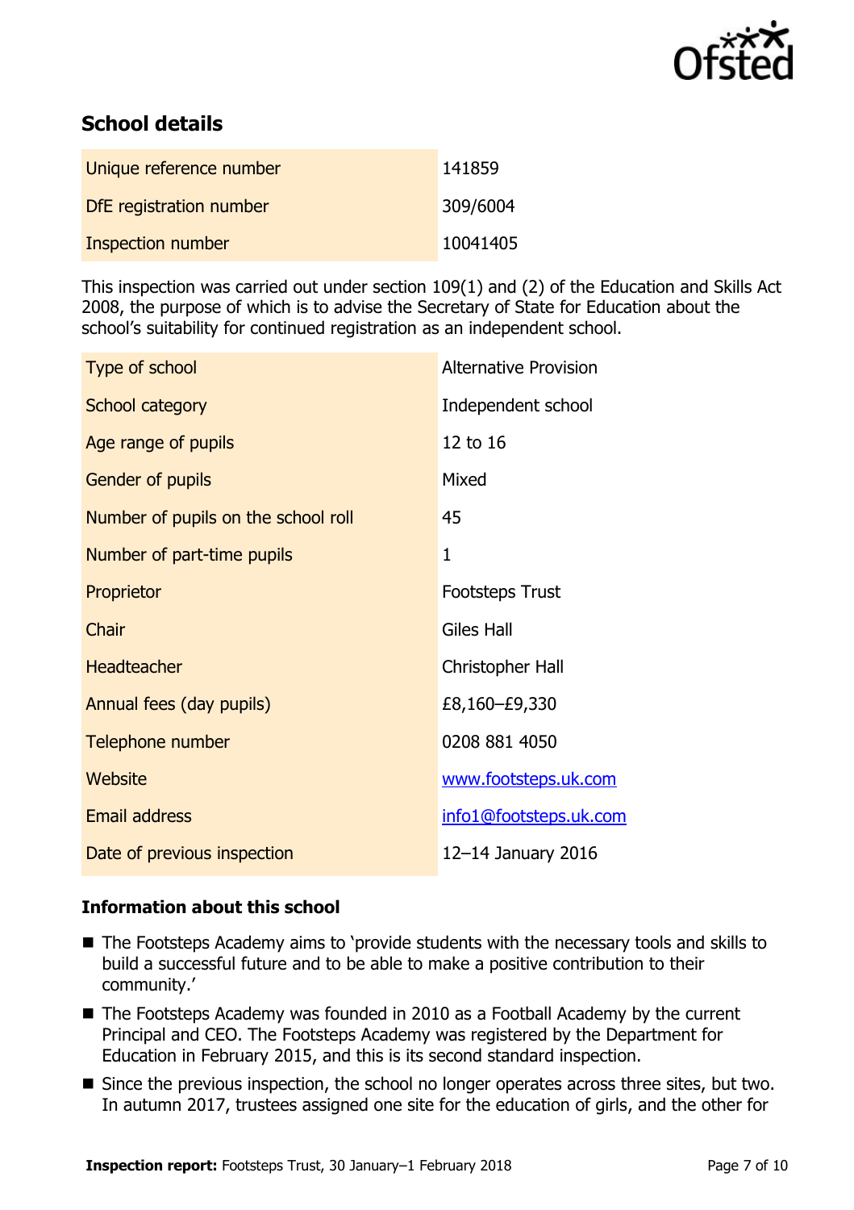## School details

| Unique reference number | 141859 |
|---|---|
| DfE registration number | 309/6004 |
| Inspection number | 10041405 |

This inspection was carried out under section 109(1) and (2) of the Education and Skills Act 2008, the purpose of which is to advise the Secretary of State for Education about the school's suitability for continued registration as an independent school.

| Type of school | Alternative Provision |
|---|---|
| School category | Independent school |
| Age range of pupils | 12 to 16 |
| Gender of pupils | Mixed |
| Number of pupils on the school roll | 45 |
| Number of part-time pupils | 1 |
| Proprietor | Footsteps Trust |
| Chair | Giles Hall |
| Headteacher | Christopher Hall |
| Annual fees (day pupils) | £8,160–£9,330 |
| Telephone number | 0208 881 4050 |
| Website | www.footsteps.uk.com |
| Email address | info1@footsteps.uk.com |
| Date of previous inspection | 12–14 January 2016 |

### Information about this school

- The Footsteps Academy aims to 'provide students with the necessary tools and skills to build a successful future and to be able to make a positive contribution to their community.'
- The Footsteps Academy was founded in 2010 as a Football Academy by the current Principal and CEO. The Footsteps Academy was registered by the Department for Education in February 2015, and this is its second standard inspection.
- Since the previous inspection, the school no longer operates across three sites, but two. In autumn 2017, trustees assigned one site for the education of girls, and the other for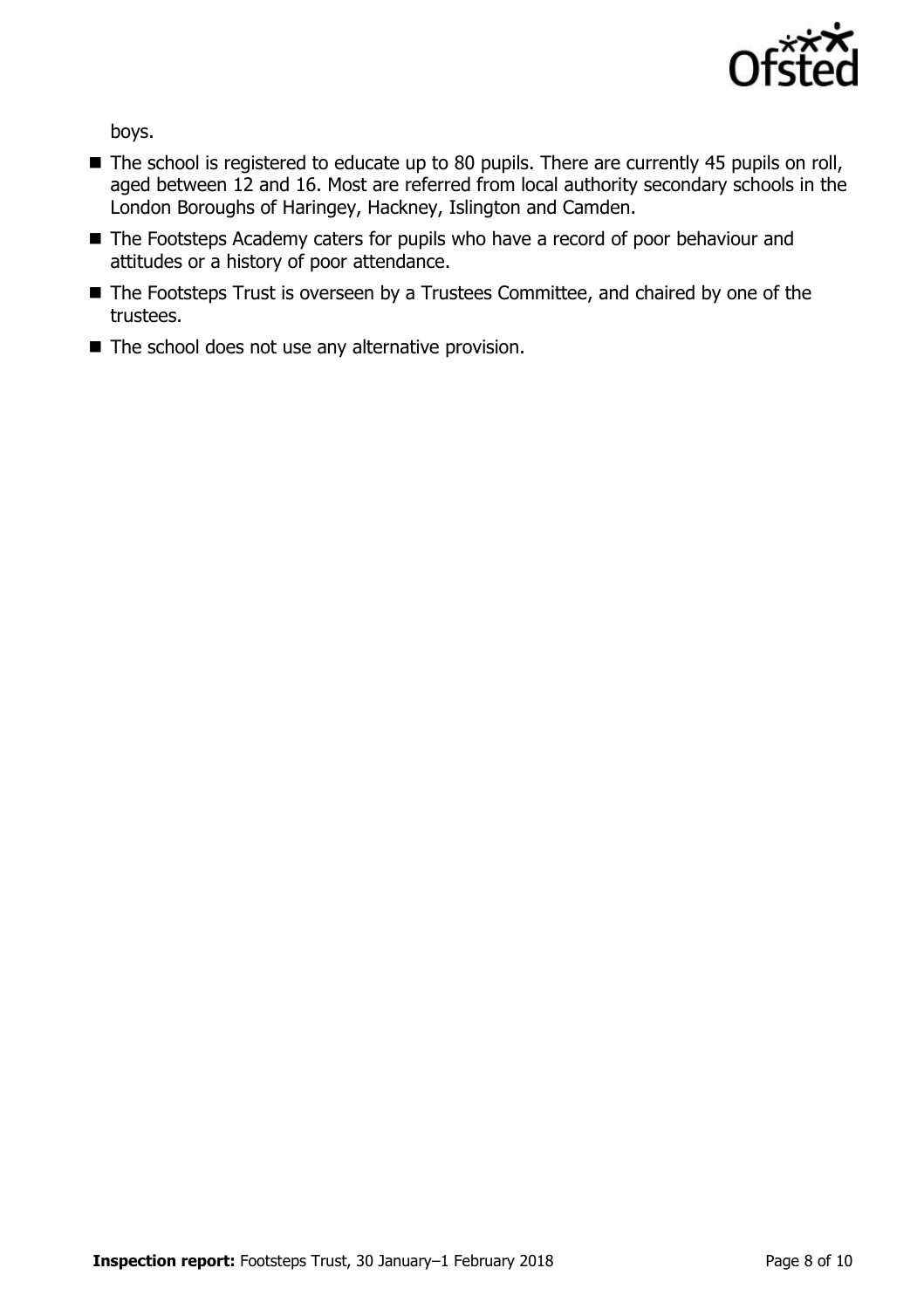boys.

- The school is registered to educate up to 80 pupils. There are currently 45 pupils on roll, aged between 12 and 16. Most are referred from local authority secondary schools in the London Boroughs of Haringey, Hackney, Islington and Camden.
- The Footsteps Academy caters for pupils who have a record of poor behaviour and attitudes or a history of poor attendance.
- The Footsteps Trust is overseen by a Trustees Committee, and chaired by one of the trustees.
- The school does not use any alternative provision.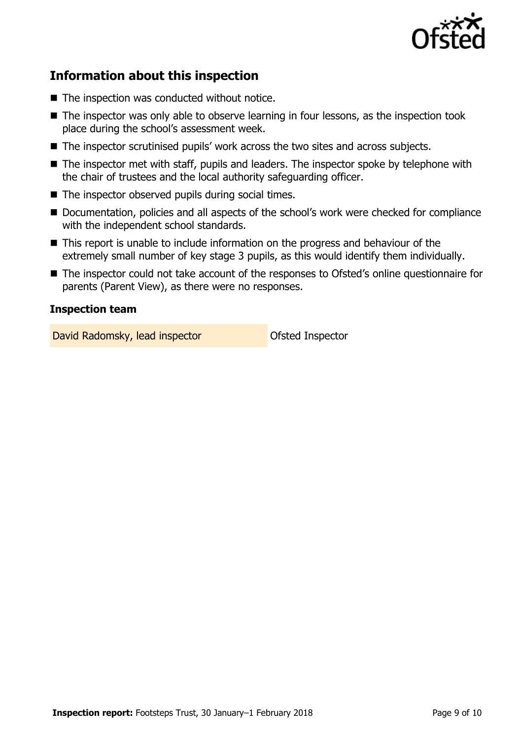## Information about this inspection

- The inspection was conducted without notice.
- The inspector was only able to observe learning in four lessons, as the inspection took place during the school's assessment week.
- The inspector scrutinised pupils' work across the two sites and across subjects.
- The inspector met with staff, pupils and leaders. The inspector spoke by telephone with the chair of trustees and the local authority safeguarding officer.
- The inspector observed pupils during social times.
- Documentation, policies and all aspects of the school's work were checked for compliance with the independent school standards.
- This report is unable to include information on the progress and behaviour of the extremely small number of key stage 3 pupils, as this would identify them individually.
- The inspector could not take account of the responses to Ofsted's online questionnaire for parents (Parent View), as there were no responses.

### Inspection team

| | |
|---|---|
| David Radomsky, lead inspector | Ofsted Inspector |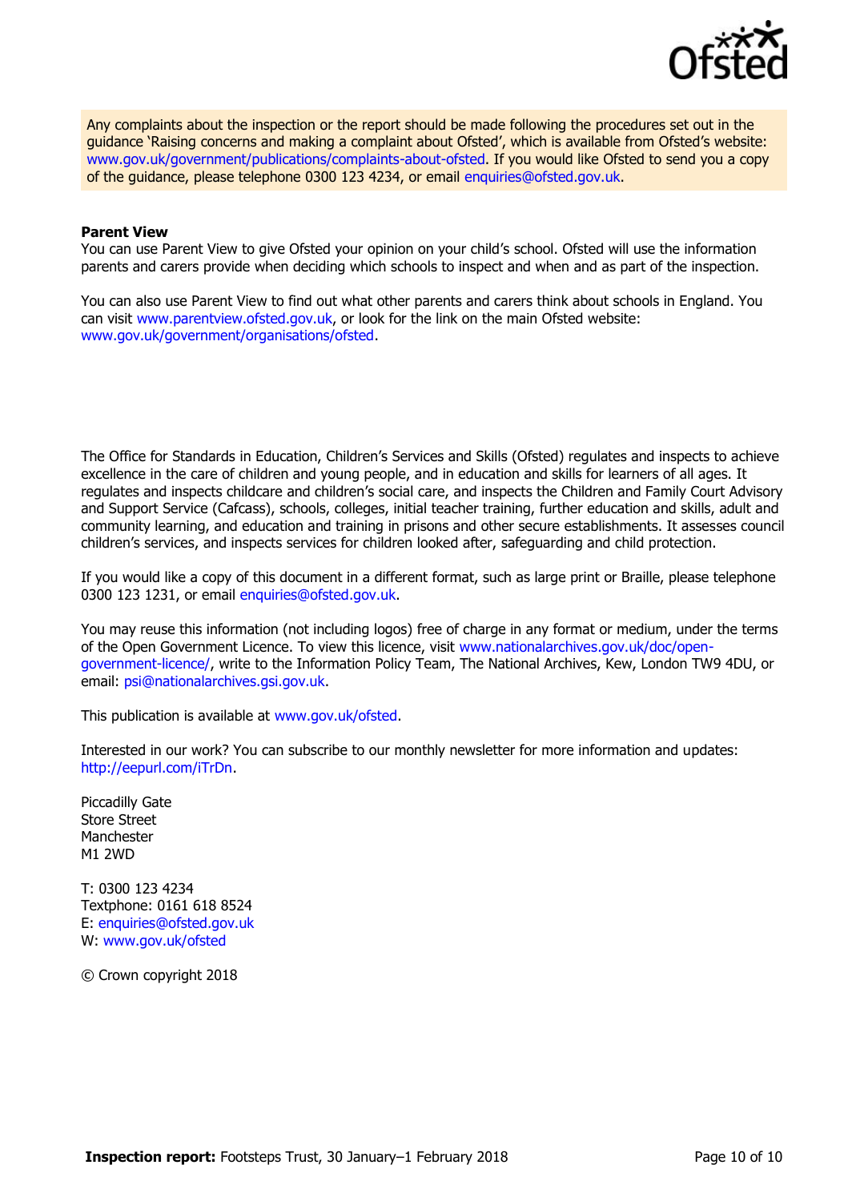Any complaints about the inspection or the report should be made following the procedures set out in the guidance 'Raising concerns and making a complaint about Ofsted', which is available from Ofsted's website: www.gov.uk/government/publications/complaints-about-ofsted. If you would like Ofsted to send you a copy of the guidance, please telephone 0300 123 4234, or email enquiries@ofsted.gov.uk.

**Parent View**

You can use Parent View to give Ofsted your opinion on your child's school. Ofsted will use the information parents and carers provide when deciding which schools to inspect and when and as part of the inspection.

You can also use Parent View to find out what other parents and carers think about schools in England. You can visit www.parentview.ofsted.gov.uk, or look for the link on the main Ofsted website: www.gov.uk/government/organisations/ofsted.

The Office for Standards in Education, Children's Services and Skills (Ofsted) regulates and inspects to achieve excellence in the care of children and young people, and in education and skills for learners of all ages. It regulates and inspects childcare and children's social care, and inspects the Children and Family Court Advisory and Support Service (Cafcass), schools, colleges, initial teacher training, further education and skills, adult and community learning, and education and training in prisons and other secure establishments. It assesses council children's services, and inspects services for children looked after, safeguarding and child protection.

If you would like a copy of this document in a different format, such as large print or Braille, please telephone 0300 123 1231, or email enquiries@ofsted.gov.uk.

You may reuse this information (not including logos) free of charge in any format or medium, under the terms of the Open Government Licence. To view this licence, visit www.nationalarchives.gov.uk/doc/open-government-licence/, write to the Information Policy Team, The National Archives, Kew, London TW9 4DU, or email: psi@nationalarchives.gsi.gov.uk.

This publication is available at www.gov.uk/ofsted.

Interested in our work? You can subscribe to our monthly newsletter for more information and updates: http://eepurl.com/iTrDn.

Piccadilly Gate
Store Street
Manchester
M1 2WD

T: 0300 123 4234
Textphone: 0161 618 8524
E: enquiries@ofsted.gov.uk
W: www.gov.uk/ofsted

© Crown copyright 2018